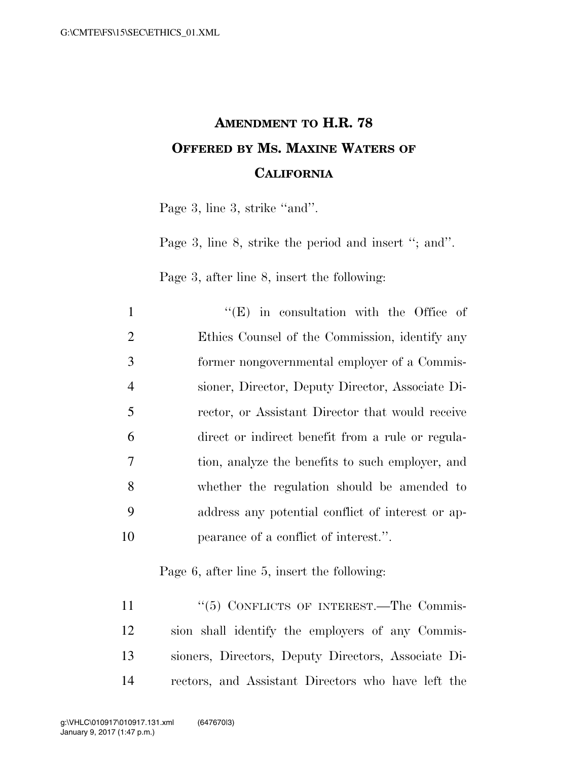# AMENDMENT TO H.R. 78
# OFFERED BY MS. MAXINE WATERS OF CALIFORNIA

Page 3, line 3, strike "and".

Page 3, line 8, strike the period and insert "; and".

Page 3, after line 8, insert the following:

"(E) in consultation with the Office of Ethics Counsel of the Commission, identify any former nongovernmental employer of a Commissioner, Director, Deputy Director, Associate Director, or Assistant Director that would receive direct or indirect benefit from a rule or regulation, analyze the benefits to such employer, and whether the regulation should be amended to address any potential conflict of interest or appearance of a conflict of interest.".

Page 6, after line 5, insert the following:

"(5) CONFLICTS OF INTEREST.—The Commission shall identify the employers of any Commissioners, Directors, Deputy Directors, Associate Directors, and Assistant Directors who have left the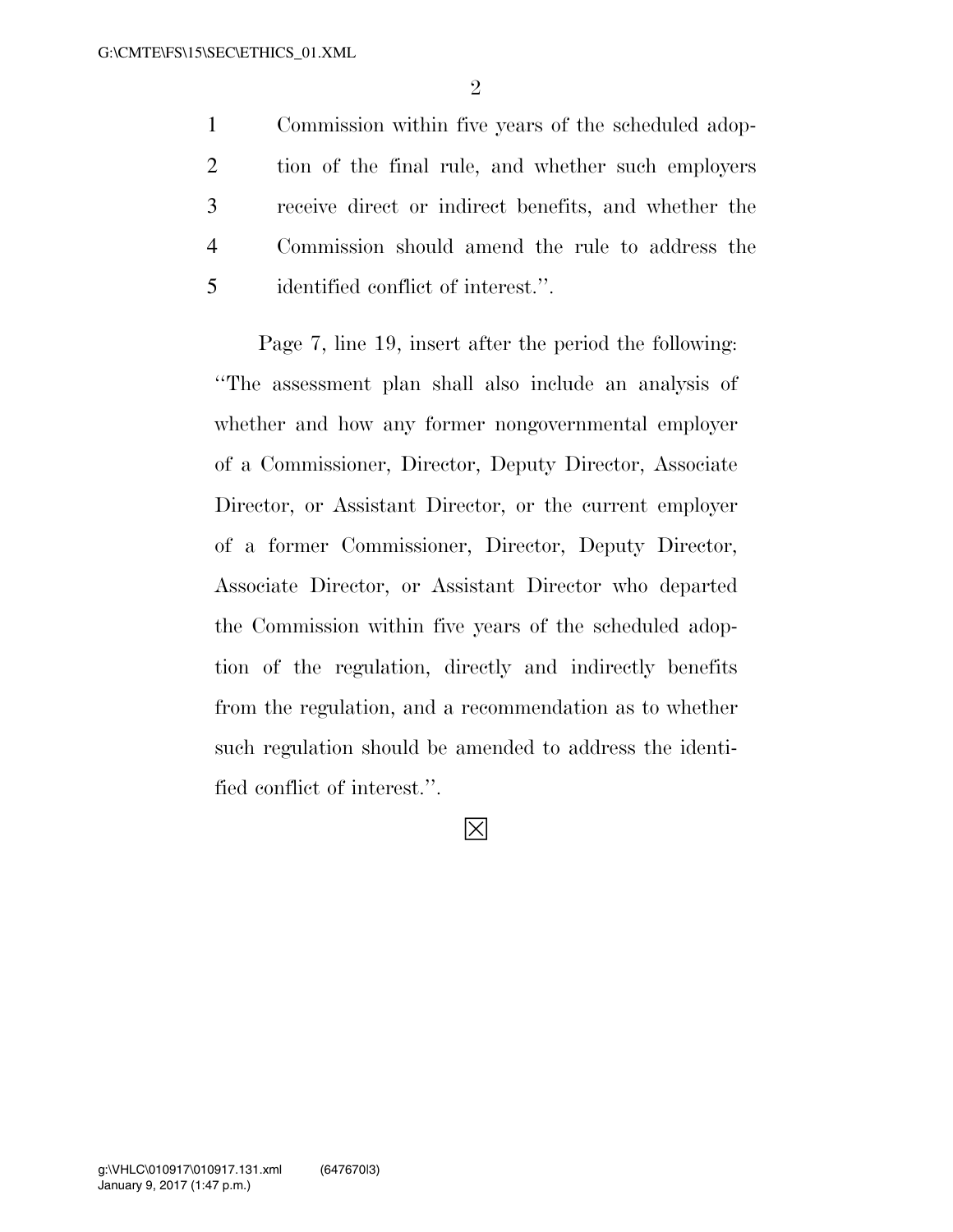Commission within five years of the scheduled adoption of the final rule, and whether such employers receive direct or indirect benefits, and whether the Commission should amend the rule to address the identified conflict of interest.''.

Page 7, line 19, insert after the period the following: ''The assessment plan shall also include an analysis of whether and how any former nongovernmental employer of a Commissioner, Director, Deputy Director, Associate Director, or Assistant Director, or the current employer of a former Commissioner, Director, Deputy Director, Associate Director, or Assistant Director who departed the Commission within five years of the scheduled adoption of the regulation, directly and indirectly benefits from the regulation, and a recommendation as to whether such regulation should be amended to address the identified conflict of interest.''.

☒